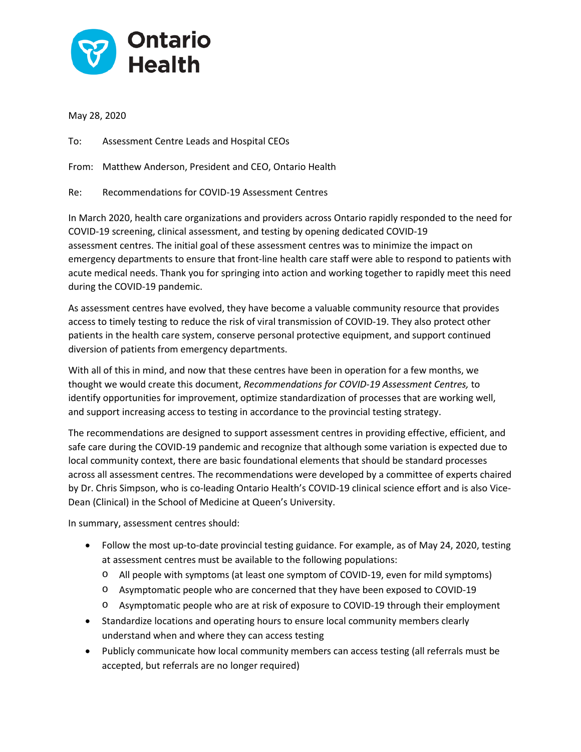Ontario Health

May 28, 2020

To: Assessment Centre Leads and Hospital CEOs

From: Matthew Anderson, President and CEO, Ontario Health

Re: Recommendations for COVID-19 Assessment Centres

In March 2020, health care organizations and providers across Ontario rapidly responded to the need for COVID-19 screening, clinical assessment, and testing by opening dedicated COVID-19 assessment centres. The initial goal of these assessment centres was to minimize the impact on emergency departments to ensure that front-line health care staff were able to respond to patients with acute medical needs. Thank you for springing into action and working together to rapidly meet this need during the COVID-19 pandemic.

As assessment centres have evolved, they have become a valuable community resource that provides access to timely testing to reduce the risk of viral transmission of COVID-19. They also protect other patients in the health care system, conserve personal protective equipment, and support continued diversion of patients from emergency departments.

With all of this in mind, and now that these centres have been in operation for a few months, we thought we would create this document, *Recommendations for COVID-19 Assessment Centres,* to identify opportunities for improvement, optimize standardization of processes that are working well, and support increasing access to testing in accordance to the provincial testing strategy.

The recommendations are designed to support assessment centres in providing effective, efficient, and safe care during the COVID-19 pandemic and recognize that although some variation is expected due to local community context, there are basic foundational elements that should be standard processes across all assessment centres. The recommendations were developed by a committee of experts chaired by Dr. Chris Simpson, who is co-leading Ontario Health's COVID-19 clinical science effort and is also Vice-Dean (Clinical) in the School of Medicine at Queen's University.

In summary, assessment centres should:

- Follow the most up-to-date provincial testing guidance. For example, as of May 24, 2020, testing at assessment centres must be available to the following populations:
  - All people with symptoms (at least one symptom of COVID-19, even for mild symptoms)
  - Asymptomatic people who are concerned that they have been exposed to COVID-19
  - Asymptomatic people who are at risk of exposure to COVID-19 through their employment
- Standardize locations and operating hours to ensure local community members clearly understand when and where they can access testing
- Publicly communicate how local community members can access testing (all referrals must be accepted, but referrals are no longer required)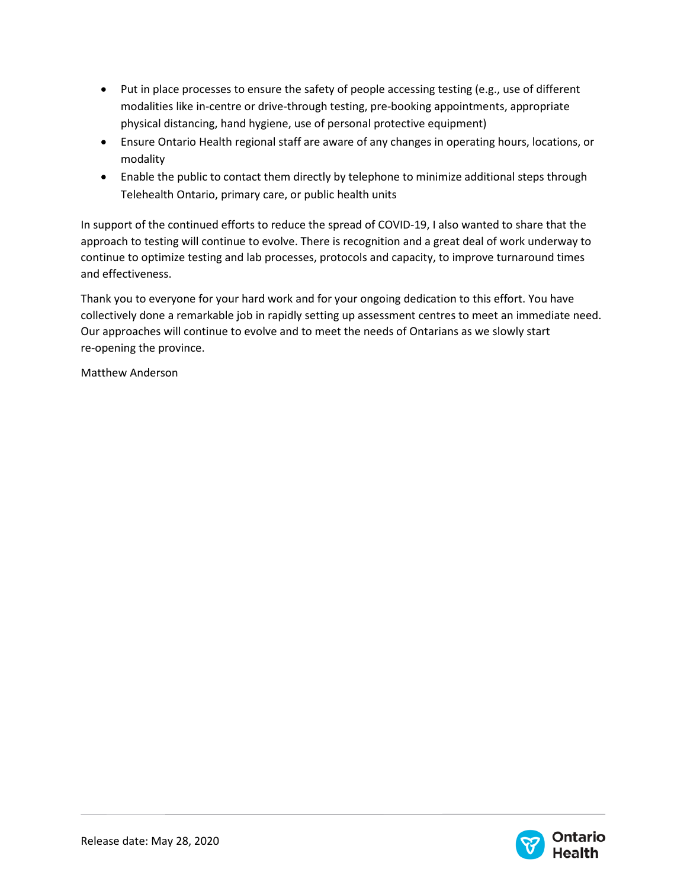- Put in place processes to ensure the safety of people accessing testing (e.g., use of different modalities like in-centre or drive-through testing, pre-booking appointments, appropriate physical distancing, hand hygiene, use of personal protective equipment)
- Ensure Ontario Health regional staff are aware of any changes in operating hours, locations, or modality
- Enable the public to contact them directly by telephone to minimize additional steps through Telehealth Ontario, primary care, or public health units

In support of the continued efforts to reduce the spread of COVID-19, I also wanted to share that the approach to testing will continue to evolve. There is recognition and a great deal of work underway to continue to optimize testing and lab processes, protocols and capacity, to improve turnaround times and effectiveness.

Thank you to everyone for your hard work and for your ongoing dedication to this effort. You have collectively done a remarkable job in rapidly setting up assessment centres to meet an immediate need. Our approaches will continue to evolve and to meet the needs of Ontarians as we slowly start re-opening the province.

Matthew Anderson

Release date: May 28, 2020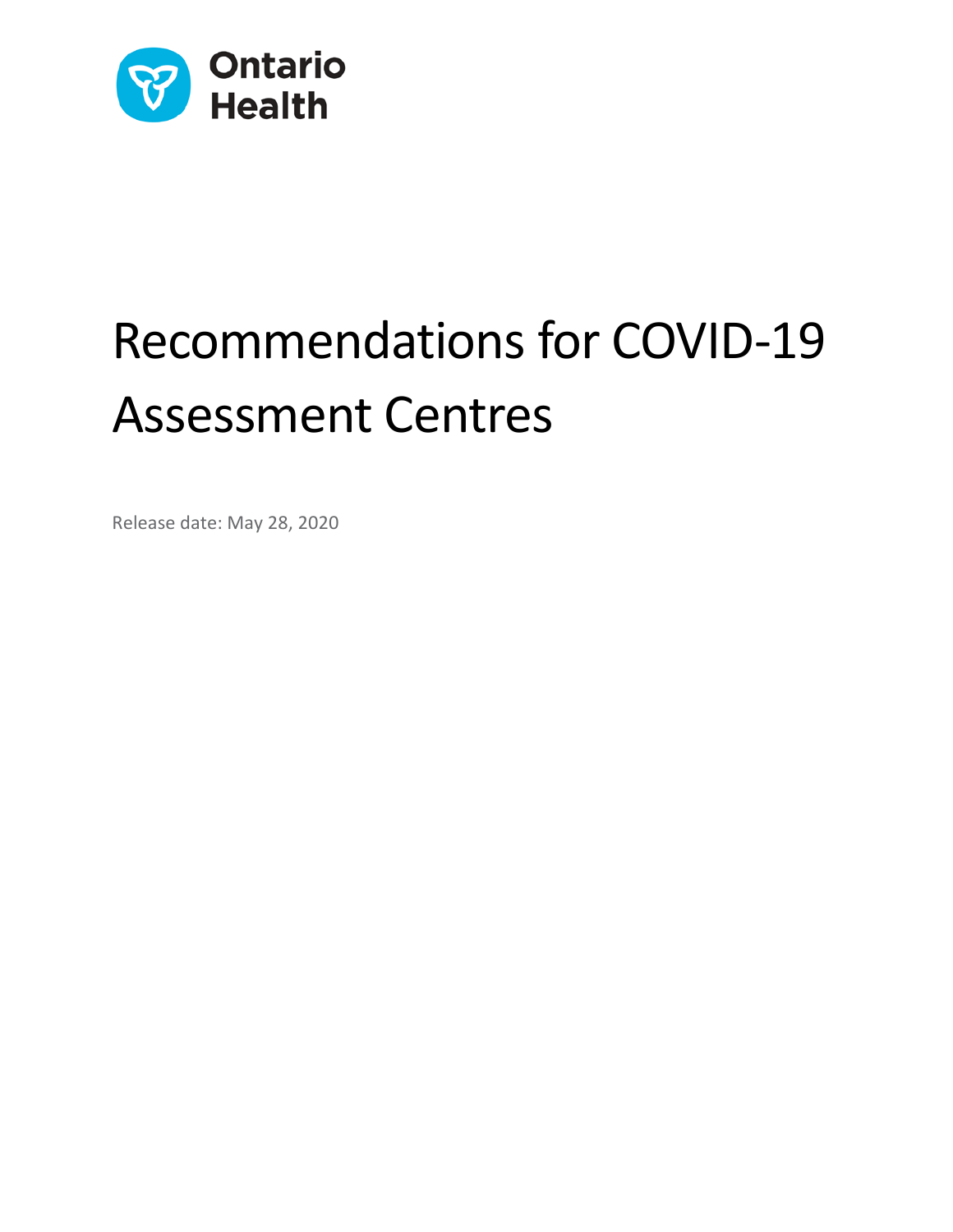Ontario Health

# Recommendations for COVID-19 Assessment Centres

Release date: May 28, 2020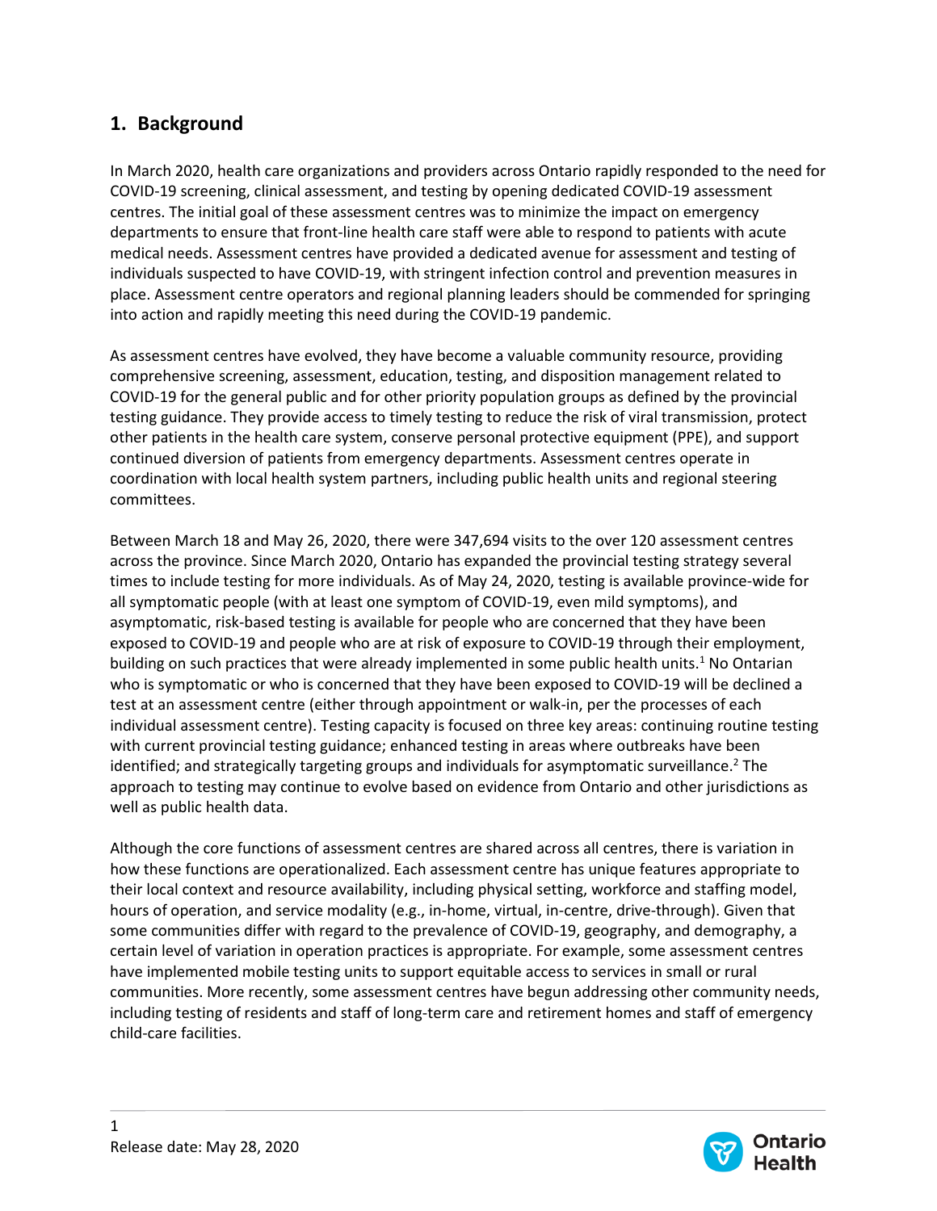## 1. Background

In March 2020, health care organizations and providers across Ontario rapidly responded to the need for COVID-19 screening, clinical assessment, and testing by opening dedicated COVID-19 assessment centres. The initial goal of these assessment centres was to minimize the impact on emergency departments to ensure that front-line health care staff were able to respond to patients with acute medical needs. Assessment centres have provided a dedicated avenue for assessment and testing of individuals suspected to have COVID-19, with stringent infection control and prevention measures in place. Assessment centre operators and regional planning leaders should be commended for springing into action and rapidly meeting this need during the COVID-19 pandemic.

As assessment centres have evolved, they have become a valuable community resource, providing comprehensive screening, assessment, education, testing, and disposition management related to COVID-19 for the general public and for other priority population groups as defined by the provincial testing guidance. They provide access to timely testing to reduce the risk of viral transmission, protect other patients in the health care system, conserve personal protective equipment (PPE), and support continued diversion of patients from emergency departments. Assessment centres operate in coordination with local health system partners, including public health units and regional steering committees.

Between March 18 and May 26, 2020, there were 347,694 visits to the over 120 assessment centres across the province. Since March 2020, Ontario has expanded the provincial testing strategy several times to include testing for more individuals. As of May 24, 2020, testing is available province-wide for all symptomatic people (with at least one symptom of COVID-19, even mild symptoms), and asymptomatic, risk-based testing is available for people who are concerned that they have been exposed to COVID-19 and people who are at risk of exposure to COVID-19 through their employment, building on such practices that were already implemented in some public health units.[1] No Ontarian who is symptomatic or who is concerned that they have been exposed to COVID-19 will be declined a test at an assessment centre (either through appointment or walk-in, per the processes of each individual assessment centre). Testing capacity is focused on three key areas: continuing routine testing with current provincial testing guidance; enhanced testing in areas where outbreaks have been identified; and strategically targeting groups and individuals for asymptomatic surveillance.[2] The approach to testing may continue to evolve based on evidence from Ontario and other jurisdictions as well as public health data.

Although the core functions of assessment centres are shared across all centres, there is variation in how these functions are operationalized. Each assessment centre has unique features appropriate to their local context and resource availability, including physical setting, workforce and staffing model, hours of operation, and service modality (e.g., in-home, virtual, in-centre, drive-through). Given that some communities differ with regard to the prevalence of COVID-19, geography, and demography, a certain level of variation in operation practices is appropriate. For example, some assessment centres have implemented mobile testing units to support equitable access to services in small or rural communities. More recently, some assessment centres have begun addressing other community needs, including testing of residents and staff of long-term care and retirement homes and staff of emergency child-care facilities.

Release date: May 28, 2020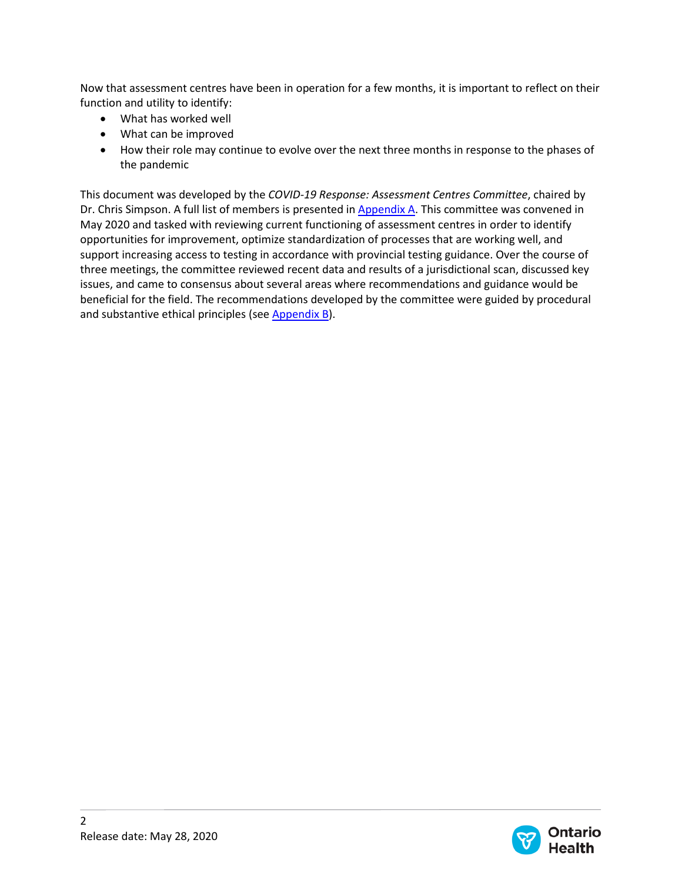Now that assessment centres have been in operation for a few months, it is important to reflect on their function and utility to identify:

- What has worked well
- What can be improved
- How their role may continue to evolve over the next three months in response to the phases of the pandemic

This document was developed by the *COVID-19 Response: Assessment Centres Committee*, chaired by Dr. Chris Simpson. A full list of members is presented in Appendix A. This committee was convened in May 2020 and tasked with reviewing current functioning of assessment centres in order to identify opportunities for improvement, optimize standardization of processes that are working well, and support increasing access to testing in accordance with provincial testing guidance. Over the course of three meetings, the committee reviewed recent data and results of a jurisdictional scan, discussed key issues, and came to consensus about several areas where recommendations and guidance would be beneficial for the field. The recommendations developed by the committee were guided by procedural and substantive ethical principles (see Appendix B).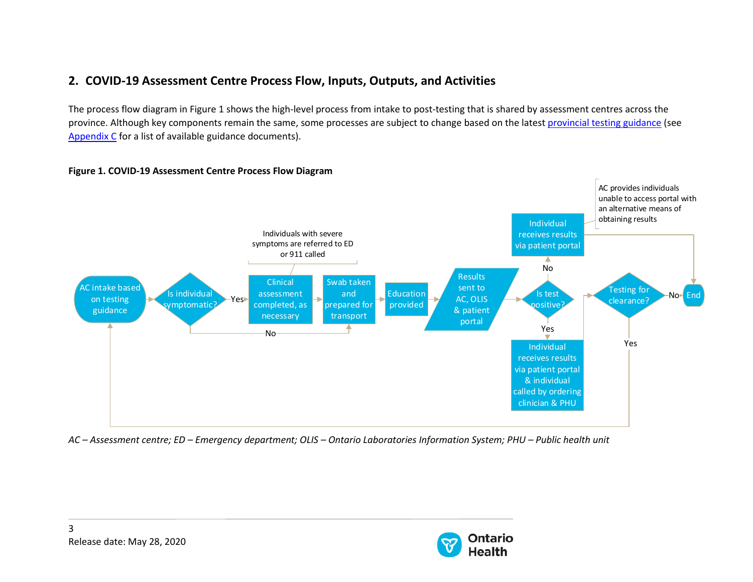## 2. COVID-19 Assessment Centre Process Flow, Inputs, Outputs, and Activities

The process flow diagram in Figure 1 shows the high-level process from intake to post-testing that is shared by assessment centres across the province. Although key components remain the same, some processes are subject to change based on the latest provincial testing guidance (see Appendix C for a list of available guidance documents).

**Figure 1. COVID-19 Assessment Centre Process Flow Diagram**

- AC intake based on testing guidance
- Is individual symptomatic?
  - Yes → Clinical assessment completed, as necessary (Individuals with severe symptoms are referred to ED or 911 called) → Swab taken and prepared for transport
  - No → Swab taken and prepared for transport
- Education provided
- Results sent to AC, OLIS & patient portal
- Is test positive?
  - No → Individual receives results via patient portal (AC provides individuals unable to access portal with an alternative means of obtaining results) → End
  - Yes → Individual receives results via patient portal & individual called by ordering clinician & PHU
- Testing for clearance?
  - No → End
  - Yes → AC intake based on testing guidance

*AC – Assessment centre; ED – Emergency department; OLIS – Ontario Laboratories Information System; PHU – Public health unit*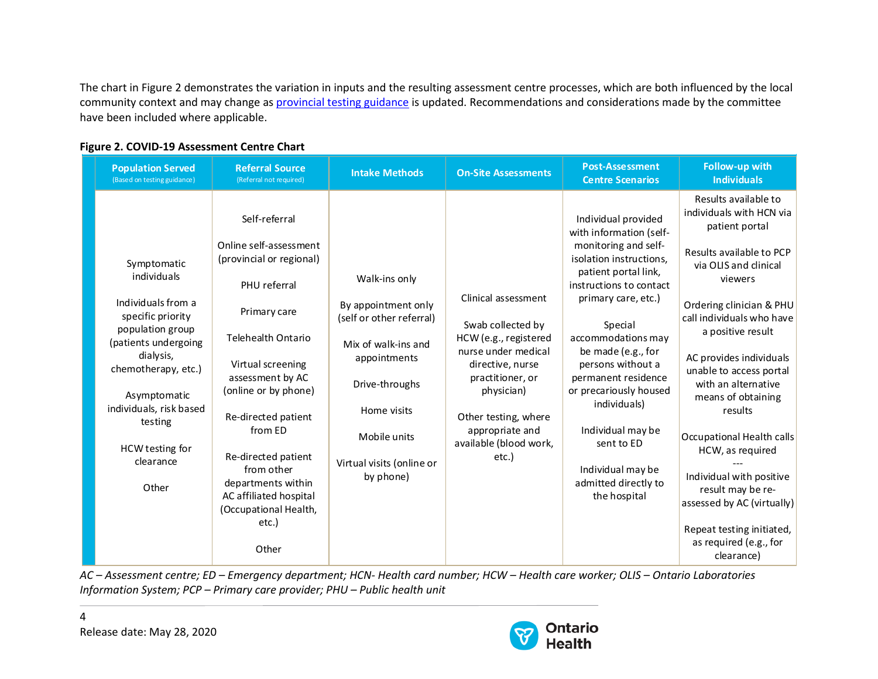The chart in Figure 2 demonstrates the variation in inputs and the resulting assessment centre processes, which are both influenced by the local community context and may change as provincial testing guidance is updated. Recommendations and considerations made by the committee have been included where applicable.

**Figure 2. COVID-19 Assessment Centre Chart**

| Population Served (Based on testing guidance) | Referral Source (Referral not required) | Intake Methods | On-Site Assessments | Post-Assessment Centre Scenarios | Follow-up with Individuals |
|---|---|---|---|---|---|
| Symptomatic individuals<br><br>Individuals from a specific priority population group (patients undergoing dialysis, chemotherapy, etc.)<br><br>Asymptomatic individuals, risk based testing<br><br>HCW testing for clearance<br><br>Other | Self-referral<br><br>Online self-assessment (provincial or regional)<br><br>PHU referral<br><br>Primary care<br><br>Telehealth Ontario<br><br>Virtual screening assessment by AC (online or by phone)<br><br>Re-directed patient from ED<br><br>Re-directed patient from other departments within AC affiliated hospital (Occupational Health, etc.)<br><br>Other | Walk-ins only<br><br>By appointment only (self or other referral)<br><br>Mix of walk-ins and appointments<br><br>Drive-throughs<br><br>Home visits<br><br>Mobile units<br><br>Virtual visits (online or by phone) | Clinical assessment<br><br>Swab collected by HCW (e.g., registered nurse under medical directive, nurse practitioner, or physician)<br><br>Other testing, where appropriate and available (blood work, etc.) | Individual provided with information (self-monitoring and self-isolation instructions, patient portal link, instructions to contact primary care, etc.)<br><br>Special accommodations may be made (e.g., for persons without a permanent residence or precariously housed individuals)<br><br>Individual may be sent to ED<br><br>Individual may be admitted directly to the hospital | Results available to individuals with HCN via patient portal<br><br>Results available to PCP via OLIS and clinical viewers<br><br>Ordering clinician & PHU call individuals who have a positive result<br><br>AC provides individuals unable to access portal with an alternative means of obtaining results<br><br>Occupational Health calls HCW, as required<br>---<br>Individual with positive result may be re-assessed by AC (virtually)<br><br>Repeat testing initiated, as required (e.g., for clearance) |

*AC – Assessment centre; ED – Emergency department; HCN- Health card number; HCW – Health care worker; OLIS – Ontario Laboratories Information System; PCP – Primary care provider; PHU – Public health unit*

Release date: May 28, 2020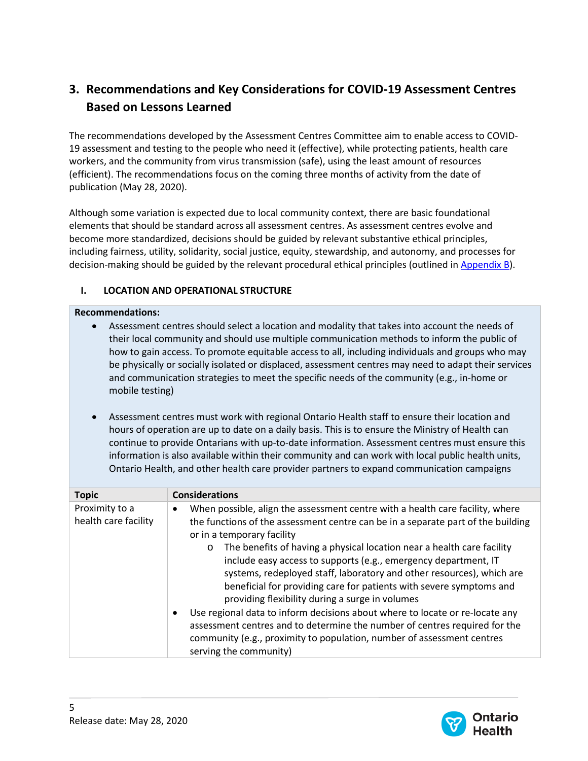## 3. Recommendations and Key Considerations for COVID-19 Assessment Centres Based on Lessons Learned

The recommendations developed by the Assessment Centres Committee aim to enable access to COVID-19 assessment and testing to the people who need it (effective), while protecting patients, health care workers, and the community from virus transmission (safe), using the least amount of resources (efficient). The recommendations focus on the coming three months of activity from the date of publication (May 28, 2020).

Although some variation is expected due to local community context, there are basic foundational elements that should be standard across all assessment centres. As assessment centres evolve and become more standardized, decisions should be guided by relevant substantive ethical principles, including fairness, utility, solidarity, social justice, equity, stewardship, and autonomy, and processes for decision-making should be guided by the relevant procedural ethical principles (outlined in Appendix B).

### I. LOCATION AND OPERATIONAL STRUCTURE

**Recommendations:**

- Assessment centres should select a location and modality that takes into account the needs of their local community and should use multiple communication methods to inform the public of how to gain access. To promote equitable access to all, including individuals and groups who may be physically or socially isolated or displaced, assessment centres may need to adapt their services and communication strategies to meet the specific needs of the community (e.g., in-home or mobile testing)

- Assessment centres must work with regional Ontario Health staff to ensure their location and hours of operation are up to date on a daily basis. This is to ensure the Ministry of Health can continue to provide Ontarians with up-to-date information. Assessment centres must ensure this information is also available within their community and can work with local public health units, Ontario Health, and other health care provider partners to expand communication campaigns

| Topic | Considerations |
|---|---|
| Proximity to a health care facility | • When possible, align the assessment centre with a health care facility, where the functions of the assessment centre can be in a separate part of the building or in a temporary facility<br>  o The benefits of having a physical location near a health care facility include easy access to supports (e.g., emergency department, IT systems, redeployed staff, laboratory and other resources), which are beneficial for providing care for patients with severe symptoms and providing flexibility during a surge in volumes<br>• Use regional data to inform decisions about where to locate or re-locate any assessment centres and to determine the number of centres required for the community (e.g., proximity to population, number of assessment centres serving the community) |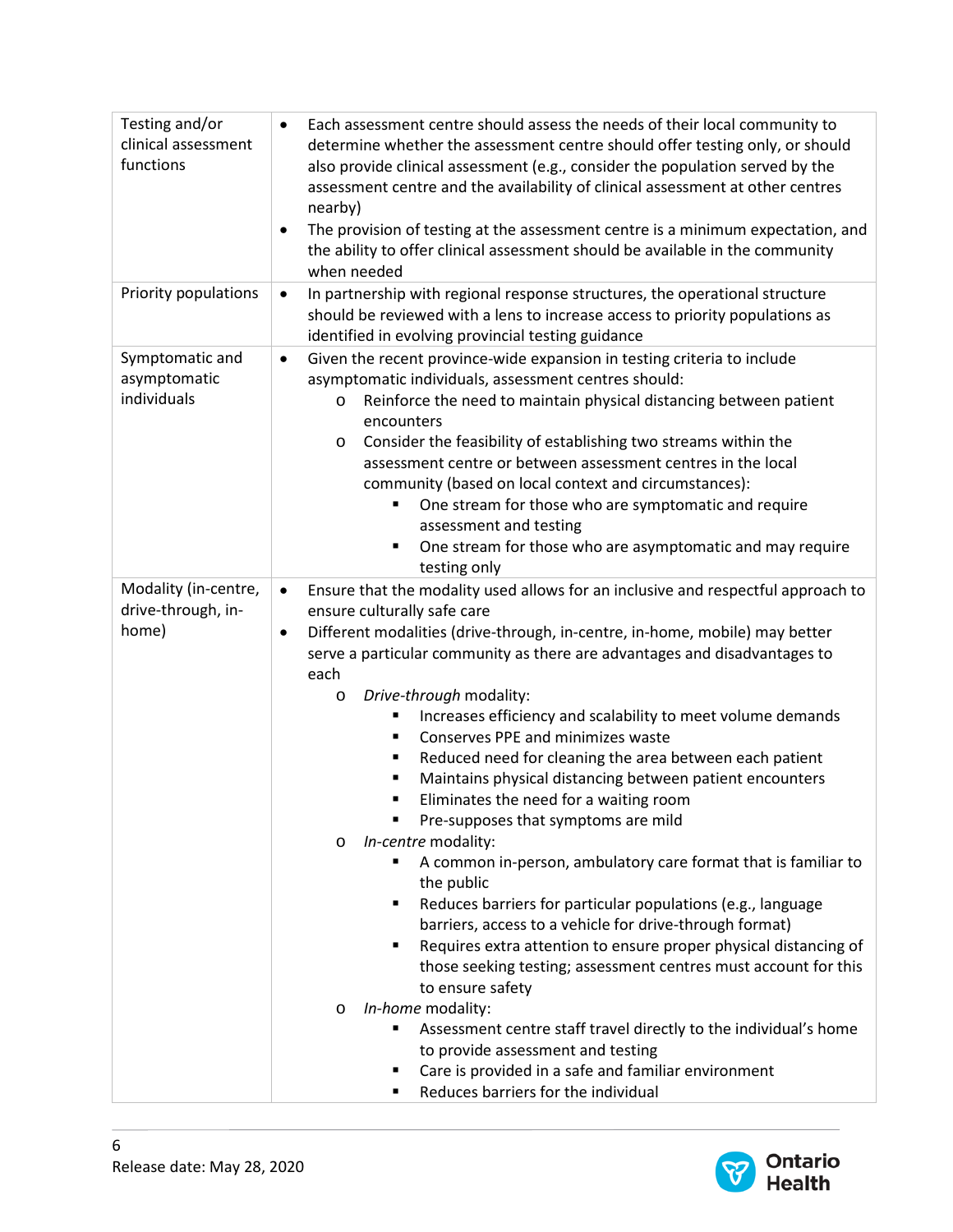| | |
|---|---|
| Testing and/or clinical assessment functions | • Each assessment centre should assess the needs of their local community to determine whether the assessment centre should offer testing only, or should also provide clinical assessment (e.g., consider the population served by the assessment centre and the availability of clinical assessment at other centres nearby)<br>• The provision of testing at the assessment centre is a minimum expectation, and the ability to offer clinical assessment should be available in the community when needed |
| Priority populations | • In partnership with regional response structures, the operational structure should be reviewed with a lens to increase access to priority populations as identified in evolving provincial testing guidance |
| Symptomatic and asymptomatic individuals | • Given the recent province-wide expansion in testing criteria to include asymptomatic individuals, assessment centres should:<br>&nbsp;&nbsp;&nbsp;&nbsp;o Reinforce the need to maintain physical distancing between patient encounters<br>&nbsp;&nbsp;&nbsp;&nbsp;o Consider the feasibility of establishing two streams within the assessment centre or between assessment centres in the local community (based on local context and circumstances):<br>&nbsp;&nbsp;&nbsp;&nbsp;&nbsp;&nbsp;&nbsp;&nbsp;▪ One stream for those who are symptomatic and require assessment and testing<br>&nbsp;&nbsp;&nbsp;&nbsp;&nbsp;&nbsp;&nbsp;&nbsp;▪ One stream for those who are asymptomatic and may require testing only |
| Modality (in-centre, drive-through, in-home) | • Ensure that the modality used allows for an inclusive and respectful approach to ensure culturally safe care<br>• Different modalities (drive-through, in-centre, in-home, mobile) may better serve a particular community as there are advantages and disadvantages to each<br>&nbsp;&nbsp;&nbsp;&nbsp;o *Drive-through* modality:<br>&nbsp;&nbsp;&nbsp;&nbsp;&nbsp;&nbsp;&nbsp;&nbsp;▪ Increases efficiency and scalability to meet volume demands<br>&nbsp;&nbsp;&nbsp;&nbsp;&nbsp;&nbsp;&nbsp;&nbsp;▪ Conserves PPE and minimizes waste<br>&nbsp;&nbsp;&nbsp;&nbsp;&nbsp;&nbsp;&nbsp;&nbsp;▪ Reduced need for cleaning the area between each patient<br>&nbsp;&nbsp;&nbsp;&nbsp;&nbsp;&nbsp;&nbsp;&nbsp;▪ Maintains physical distancing between patient encounters<br>&nbsp;&nbsp;&nbsp;&nbsp;&nbsp;&nbsp;&nbsp;&nbsp;▪ Eliminates the need for a waiting room<br>&nbsp;&nbsp;&nbsp;&nbsp;&nbsp;&nbsp;&nbsp;&nbsp;▪ Pre-supposes that symptoms are mild<br>&nbsp;&nbsp;&nbsp;&nbsp;o *In-centre* modality:<br>&nbsp;&nbsp;&nbsp;&nbsp;&nbsp;&nbsp;&nbsp;&nbsp;▪ A common in-person, ambulatory care format that is familiar to the public<br>&nbsp;&nbsp;&nbsp;&nbsp;&nbsp;&nbsp;&nbsp;&nbsp;▪ Reduces barriers for particular populations (e.g., language barriers, access to a vehicle for drive-through format)<br>&nbsp;&nbsp;&nbsp;&nbsp;&nbsp;&nbsp;&nbsp;&nbsp;▪ Requires extra attention to ensure proper physical distancing of those seeking testing; assessment centres must account for this to ensure safety<br>&nbsp;&nbsp;&nbsp;&nbsp;o *In-home* modality:<br>&nbsp;&nbsp;&nbsp;&nbsp;&nbsp;&nbsp;&nbsp;&nbsp;▪ Assessment centre staff travel directly to the individual's home to provide assessment and testing<br>&nbsp;&nbsp;&nbsp;&nbsp;&nbsp;&nbsp;&nbsp;&nbsp;▪ Care is provided in a safe and familiar environment<br>&nbsp;&nbsp;&nbsp;&nbsp;&nbsp;&nbsp;&nbsp;&nbsp;▪ Reduces barriers for the individual |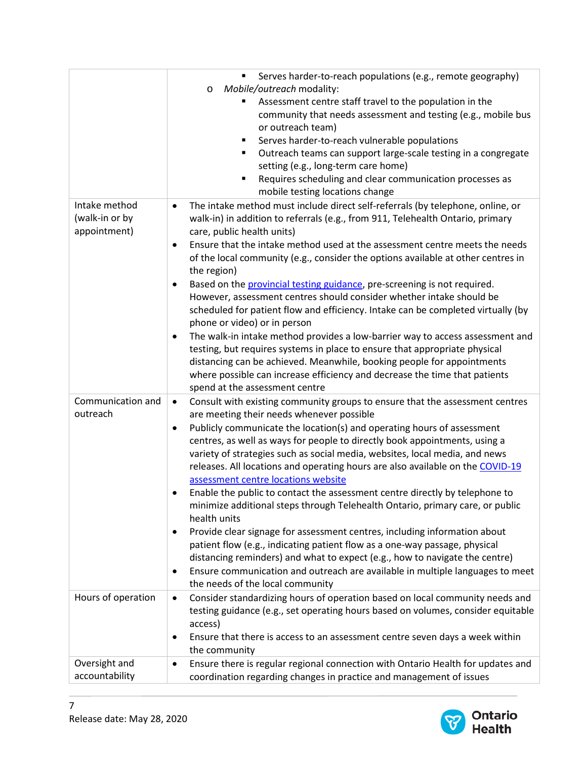| | |
|---|---|
| | ▪ Serves harder-to-reach populations (e.g., remote geography)<br>o *Mobile/outreach* modality:<br>▪ Assessment centre staff travel to the population in the community that needs assessment and testing (e.g., mobile bus or outreach team)<br>▪ Serves harder-to-reach vulnerable populations<br>▪ Outreach teams can support large-scale testing in a congregate setting (e.g., long-term care home)<br>▪ Requires scheduling and clear communication processes as mobile testing locations change |
| Intake method (walk-in or by appointment) | • The intake method must include direct self-referrals (by telephone, online, or walk-in) in addition to referrals (e.g., from 911, Telehealth Ontario, primary care, public health units)<br>• Ensure that the intake method used at the assessment centre meets the needs of the local community (e.g., consider the options available at other centres in the region)<br>• Based on the [provincial testing guidance](), pre-screening is not required. However, assessment centres should consider whether intake should be scheduled for patient flow and efficiency. Intake can be completed virtually (by phone or video) or in person<br>• The walk-in intake method provides a low-barrier way to access assessment and testing, but requires systems in place to ensure that appropriate physical distancing can be achieved. Meanwhile, booking people for appointments where possible can increase efficiency and decrease the time that patients spend at the assessment centre |
| Communication and outreach | • Consult with existing community groups to ensure that the assessment centres are meeting their needs whenever possible<br>• Publicly communicate the location(s) and operating hours of assessment centres, as well as ways for people to directly book appointments, using a variety of strategies such as social media, websites, local media, and news releases. All locations and operating hours are also available on the [COVID-19 assessment centre locations website]()<br>• Enable the public to contact the assessment centre directly by telephone to minimize additional steps through Telehealth Ontario, primary care, or public health units<br>• Provide clear signage for assessment centres, including information about patient flow (e.g., indicating patient flow as a one-way passage, physical distancing reminders) and what to expect (e.g., how to navigate the centre)<br>• Ensure communication and outreach are available in multiple languages to meet the needs of the local community |
| Hours of operation | • Consider standardizing hours of operation based on local community needs and testing guidance (e.g., set operating hours based on volumes, consider equitable access)<br>• Ensure that there is access to an assessment centre seven days a week within the community |
| Oversight and accountability | • Ensure there is regular regional connection with Ontario Health for updates and coordination regarding changes in practice and management of issues |

Release date: May 28, 2020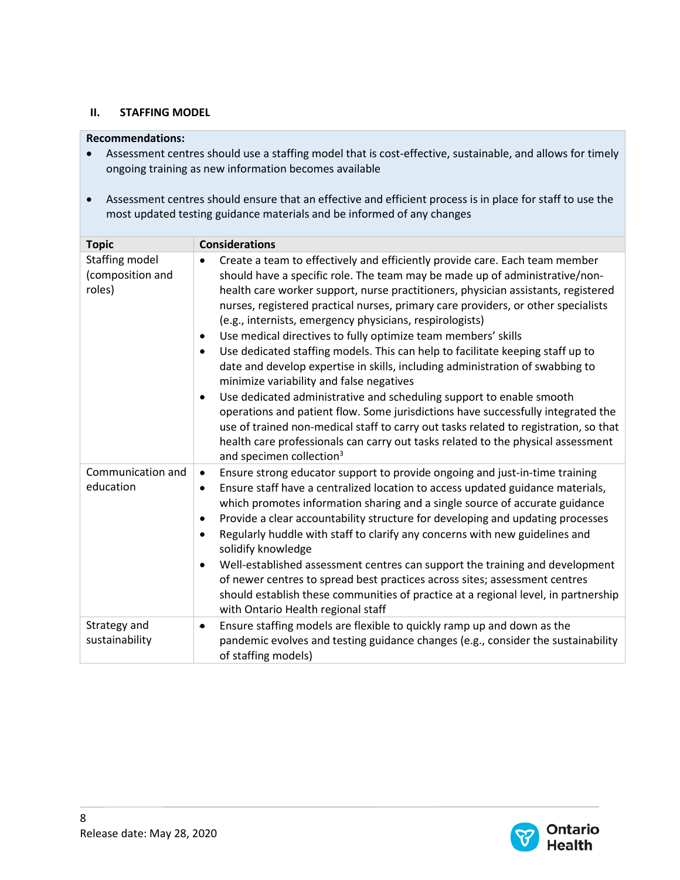## II. STAFFING MODEL

**Recommendations:**

- Assessment centres should use a staffing model that is cost-effective, sustainable, and allows for timely ongoing training as new information becomes available
- Assessment centres should ensure that an effective and efficient process is in place for staff to use the most updated testing guidance materials and be informed of any changes

| Topic | Considerations |
|---|---|
| Staffing model (composition and roles) | • Create a team to effectively and efficiently provide care. Each team member should have a specific role. The team may be made up of administrative/non-health care worker support, nurse practitioners, physician assistants, registered nurses, registered practical nurses, primary care providers, or other specialists (e.g., internists, emergency physicians, respirologists)<br>• Use medical directives to fully optimize team members' skills<br>• Use dedicated staffing models. This can help to facilitate keeping staff up to date and develop expertise in skills, including administration of swabbing to minimize variability and false negatives<br>• Use dedicated administrative and scheduling support to enable smooth operations and patient flow. Some jurisdictions have successfully integrated the use of trained non-medical staff to carry out tasks related to registration, so that health care professionals can carry out tasks related to the physical assessment and specimen collection[3] |
| Communication and education | • Ensure strong educator support to provide ongoing and just-in-time training<br>• Ensure staff have a centralized location to access updated guidance materials, which promotes information sharing and a single source of accurate guidance<br>• Provide a clear accountability structure for developing and updating processes<br>• Regularly huddle with staff to clarify any concerns with new guidelines and solidify knowledge<br>• Well-established assessment centres can support the training and development of newer centres to spread best practices across sites; assessment centres should establish these communities of practice at a regional level, in partnership with Ontario Health regional staff |
| Strategy and sustainability | • Ensure staffing models are flexible to quickly ramp up and down as the pandemic evolves and testing guidance changes (e.g., consider the sustainability of staffing models) |

Release date: May 28, 2020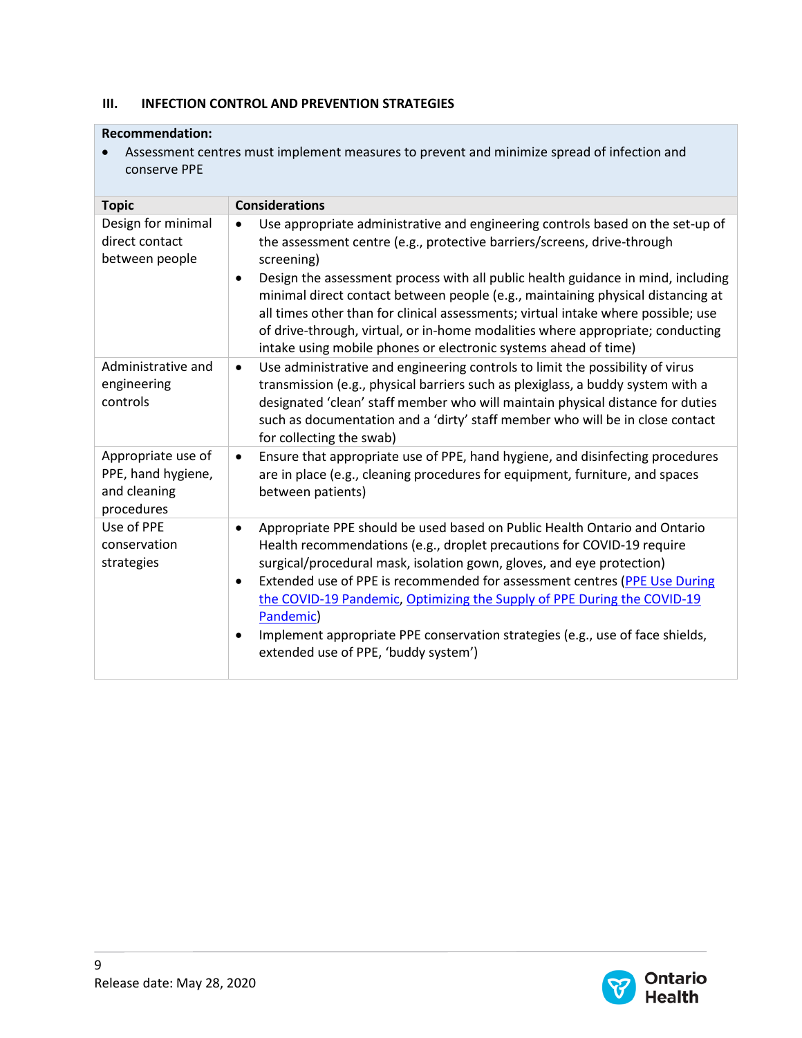### III. INFECTION CONTROL AND PREVENTION STRATEGIES

**Recommendation:**

- Assessment centres must implement measures to prevent and minimize spread of infection and conserve PPE

| Topic | Considerations |
|---|---|
| Design for minimal direct contact between people | • Use appropriate administrative and engineering controls based on the set-up of the assessment centre (e.g., protective barriers/screens, drive-through screening)<br>• Design the assessment process with all public health guidance in mind, including minimal direct contact between people (e.g., maintaining physical distancing at all times other than for clinical assessments; virtual intake where possible; use of drive-through, virtual, or in-home modalities where appropriate; conducting intake using mobile phones or electronic systems ahead of time) |
| Administrative and engineering controls | • Use administrative and engineering controls to limit the possibility of virus transmission (e.g., physical barriers such as plexiglass, a buddy system with a designated 'clean' staff member who will maintain physical distance for duties such as documentation and a 'dirty' staff member who will be in close contact for collecting the swab) |
| Appropriate use of PPE, hand hygiene, and cleaning procedures | • Ensure that appropriate use of PPE, hand hygiene, and disinfecting procedures are in place (e.g., cleaning procedures for equipment, furniture, and spaces between patients) |
| Use of PPE conservation strategies | • Appropriate PPE should be used based on Public Health Ontario and Ontario Health recommendations (e.g., droplet precautions for COVID-19 require surgical/procedural mask, isolation gown, gloves, and eye protection)<br>• Extended use of PPE is recommended for assessment centres (PPE Use During the COVID-19 Pandemic, Optimizing the Supply of PPE During the COVID-19 Pandemic)<br>• Implement appropriate PPE conservation strategies (e.g., use of face shields, extended use of PPE, 'buddy system') |

Release date: May 28, 2020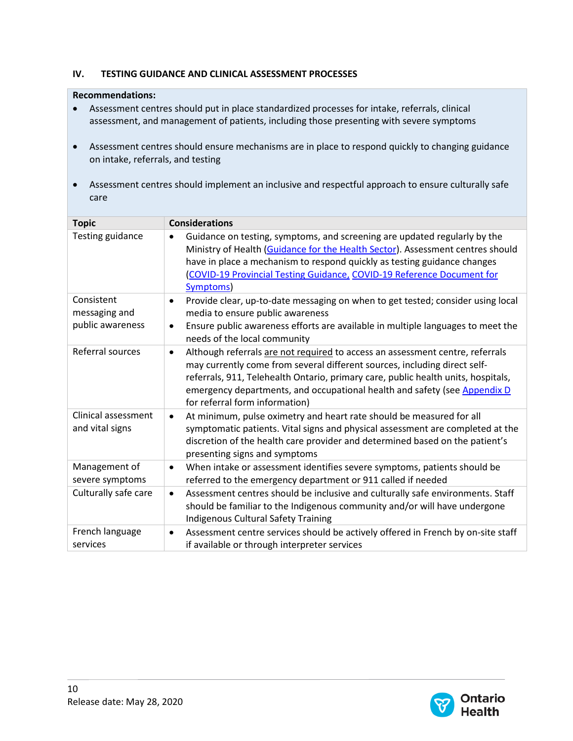## IV. TESTING GUIDANCE AND CLINICAL ASSESSMENT PROCESSES

**Recommendations:**

- Assessment centres should put in place standardized processes for intake, referrals, clinical assessment, and management of patients, including those presenting with severe symptoms
- Assessment centres should ensure mechanisms are in place to respond quickly to changing guidance on intake, referrals, and testing
- Assessment centres should implement an inclusive and respectful approach to ensure culturally safe care

| Topic | Considerations |
|---|---|
| Testing guidance | • Guidance on testing, symptoms, and screening are updated regularly by the Ministry of Health (Guidance for the Health Sector). Assessment centres should have in place a mechanism to respond quickly as testing guidance changes (COVID-19 Provincial Testing Guidance, COVID-19 Reference Document for Symptoms) |
| Consistent messaging and public awareness | • Provide clear, up-to-date messaging on when to get tested; consider using local media to ensure public awareness<br>• Ensure public awareness efforts are available in multiple languages to meet the needs of the local community |
| Referral sources | • Although referrals are not required to access an assessment centre, referrals may currently come from several different sources, including direct self-referrals, 911, Telehealth Ontario, primary care, public health units, hospitals, emergency departments, and occupational health and safety (see Appendix D for referral form information) |
| Clinical assessment and vital signs | • At minimum, pulse oximetry and heart rate should be measured for all symptomatic patients. Vital signs and physical assessment are completed at the discretion of the health care provider and determined based on the patient's presenting signs and symptoms |
| Management of severe symptoms | • When intake or assessment identifies severe symptoms, patients should be referred to the emergency department or 911 called if needed |
| Culturally safe care | • Assessment centres should be inclusive and culturally safe environments. Staff should be familiar to the Indigenous community and/or will have undergone Indigenous Cultural Safety Training |
| French language services | • Assessment centre services should be actively offered in French by on-site staff if available or through interpreter services |

Release date: May 28, 2020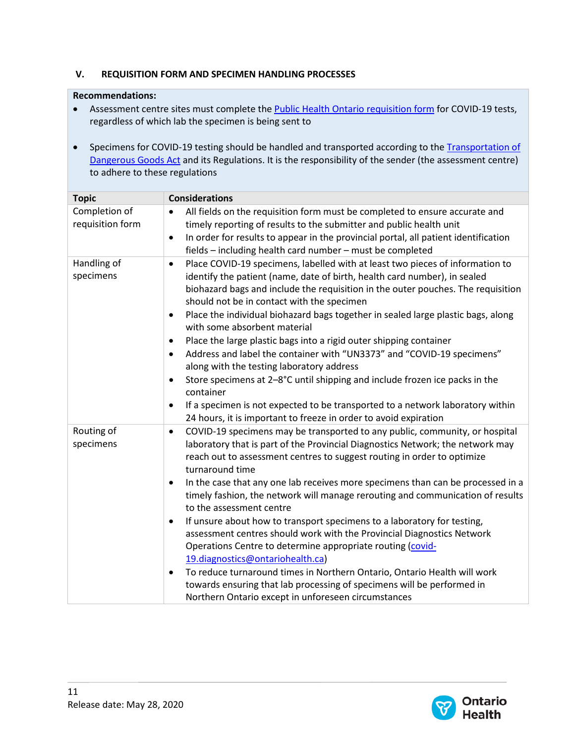## V. REQUISITION FORM AND SPECIMEN HANDLING PROCESSES

**Recommendations:**

- Assessment centre sites must complete the Public Health Ontario requisition form for COVID-19 tests, regardless of which lab the specimen is being sent to
- Specimens for COVID-19 testing should be handled and transported according to the Transportation of Dangerous Goods Act and its Regulations. It is the responsibility of the sender (the assessment centre) to adhere to these regulations

| Topic | Considerations |
|---|---|
| Completion of requisition form | • All fields on the requisition form must be completed to ensure accurate and timely reporting of results to the submitter and public health unit<br>• In order for results to appear in the provincial portal, all patient identification fields – including health card number – must be completed |
| Handling of specimens | • Place COVID-19 specimens, labelled with at least two pieces of information to identify the patient (name, date of birth, health card number), in sealed biohazard bags and include the requisition in the outer pouches. The requisition should not be in contact with the specimen<br>• Place the individual biohazard bags together in sealed large plastic bags, along with some absorbent material<br>• Place the large plastic bags into a rigid outer shipping container<br>• Address and label the container with "UN3373" and "COVID-19 specimens" along with the testing laboratory address<br>• Store specimens at 2–8°C until shipping and include frozen ice packs in the container<br>• If a specimen is not expected to be transported to a network laboratory within 24 hours, it is important to freeze in order to avoid expiration |
| Routing of specimens | • COVID-19 specimens may be transported to any public, community, or hospital laboratory that is part of the Provincial Diagnostics Network; the network may reach out to assessment centres to suggest routing in order to optimize turnaround time<br>• In the case that any one lab receives more specimens than can be processed in a timely fashion, the network will manage rerouting and communication of results to the assessment centre<br>• If unsure about how to transport specimens to a laboratory for testing, assessment centres should work with the Provincial Diagnostics Network Operations Centre to determine appropriate routing (covid-19.diagnostics@ontariohealth.ca)<br>• To reduce turnaround times in Northern Ontario, Ontario Health will work towards ensuring that lab processing of specimens will be performed in Northern Ontario except in unforeseen circumstances |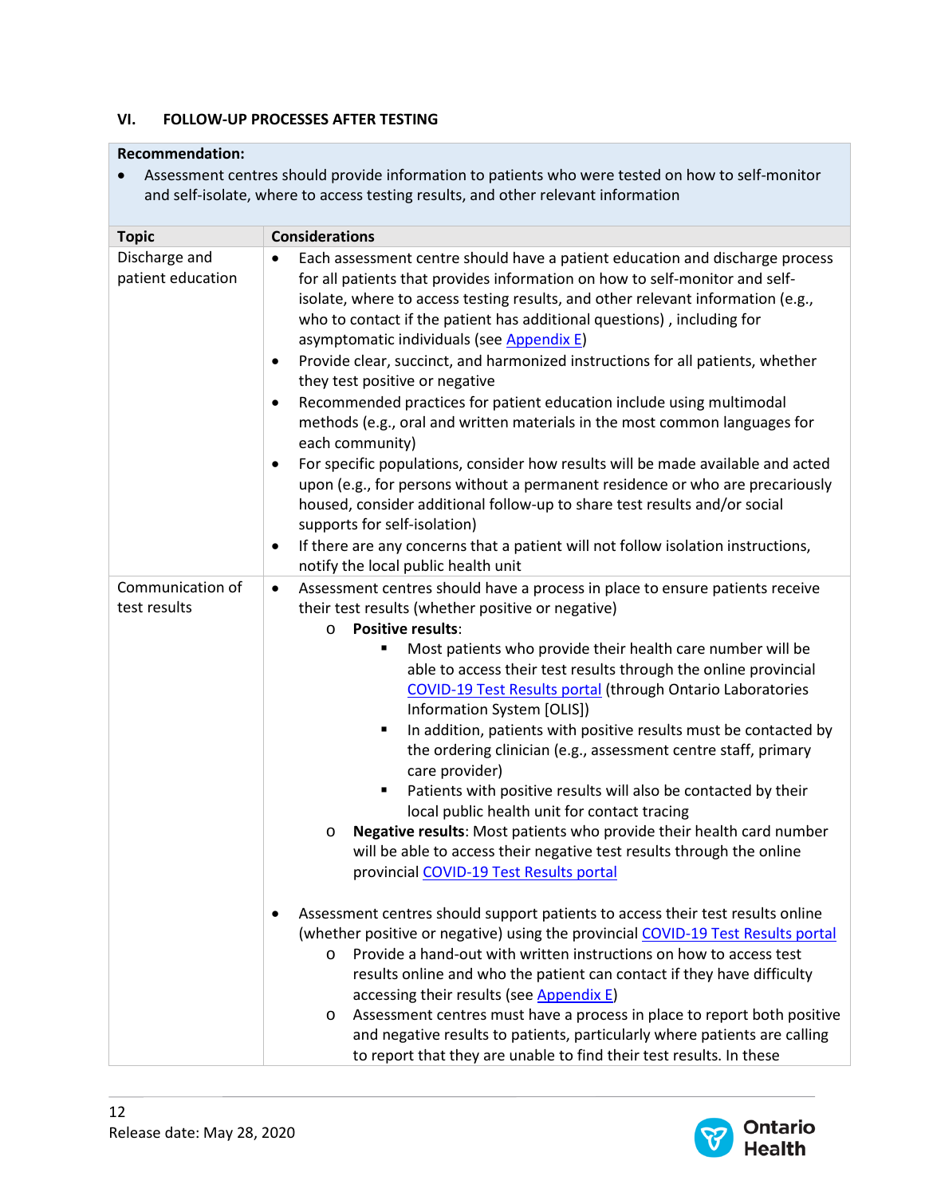## VI. FOLLOW-UP PROCESSES AFTER TESTING

**Recommendation:**

- Assessment centres should provide information to patients who were tested on how to self-monitor and self-isolate, where to access testing results, and other relevant information

| Topic | Considerations |
|---|---|
| Discharge and patient education | • Each assessment centre should have a patient education and discharge process for all patients that provides information on how to self-monitor and self-isolate, where to access testing results, and other relevant information (e.g., who to contact if the patient has additional questions) , including for asymptomatic individuals (see Appendix E)<br>• Provide clear, succinct, and harmonized instructions for all patients, whether they test positive or negative<br>• Recommended practices for patient education include using multimodal methods (e.g., oral and written materials in the most common languages for each community)<br>• For specific populations, consider how results will be made available and acted upon (e.g., for persons without a permanent residence or who are precariously housed, consider additional follow-up to share test results and/or social supports for self-isolation)<br>• If there are any concerns that a patient will not follow isolation instructions, notify the local public health unit |
| Communication of test results | • Assessment centres should have a process in place to ensure patients receive their test results (whether positive or negative)<br>  o **Positive results**:<br>    ▪ Most patients who provide their health care number will be able to access their test results through the online provincial COVID-19 Test Results portal (through Ontario Laboratories Information System [OLIS])<br>    ▪ In addition, patients with positive results must be contacted by the ordering clinician (e.g., assessment centre staff, primary care provider)<br>    ▪ Patients with positive results will also be contacted by their local public health unit for contact tracing<br>  o **Negative results**: Most patients who provide their health card number will be able to access their negative test results through the online provincial COVID-19 Test Results portal<br><br>• Assessment centres should support patients to access their test results online (whether positive or negative) using the provincial COVID-19 Test Results portal<br>  o Provide a hand-out with written instructions on how to access test results online and who the patient can contact if they have difficulty accessing their results (see Appendix E)<br>  o Assessment centres must have a process in place to report both positive and negative results to patients, particularly where patients are calling to report that they are unable to find their test results. In these |

Release date: May 28, 2020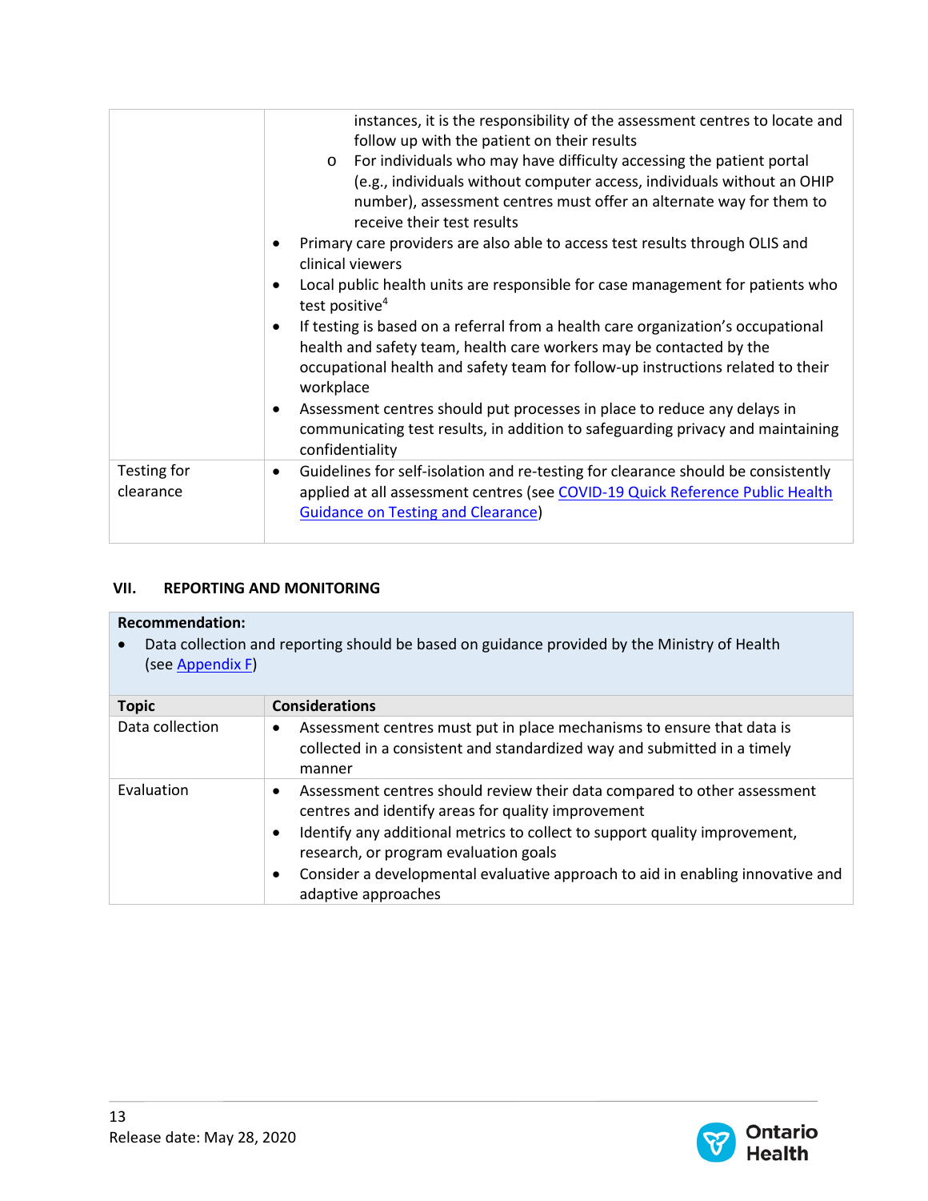| | |
|---|---|
| | instances, it is the responsibility of the assessment centres to locate and follow up with the patient on their results<br>o For individuals who may have difficulty accessing the patient portal (e.g., individuals without computer access, individuals without an OHIP number), assessment centres must offer an alternate way for them to receive their test results<br>• Primary care providers are also able to access test results through OLIS and clinical viewers<br>• Local public health units are responsible for case management for patients who test positive[4]<br>• If testing is based on a referral from a health care organization's occupational health and safety team, health care workers may be contacted by the occupational health and safety team for follow-up instructions related to their workplace<br>• Assessment centres should put processes in place to reduce any delays in communicating test results, in addition to safeguarding privacy and maintaining confidentiality |
| Testing for clearance | • Guidelines for self-isolation and re-testing for clearance should be consistently applied at all assessment centres (see COVID-19 Quick Reference Public Health Guidance on Testing and Clearance) |

## VII. REPORTING AND MONITORING

**Recommendation:**

- Data collection and reporting should be based on guidance provided by the Ministry of Health (see Appendix F)

| Topic | Considerations |
|---|---|
| Data collection | • Assessment centres must put in place mechanisms to ensure that data is collected in a consistent and standardized way and submitted in a timely manner |
| Evaluation | • Assessment centres should review their data compared to other assessment centres and identify areas for quality improvement<br>• Identify any additional metrics to collect to support quality improvement, research, or program evaluation goals<br>• Consider a developmental evaluative approach to aid in enabling innovative and adaptive approaches |

Release date: May 28, 2020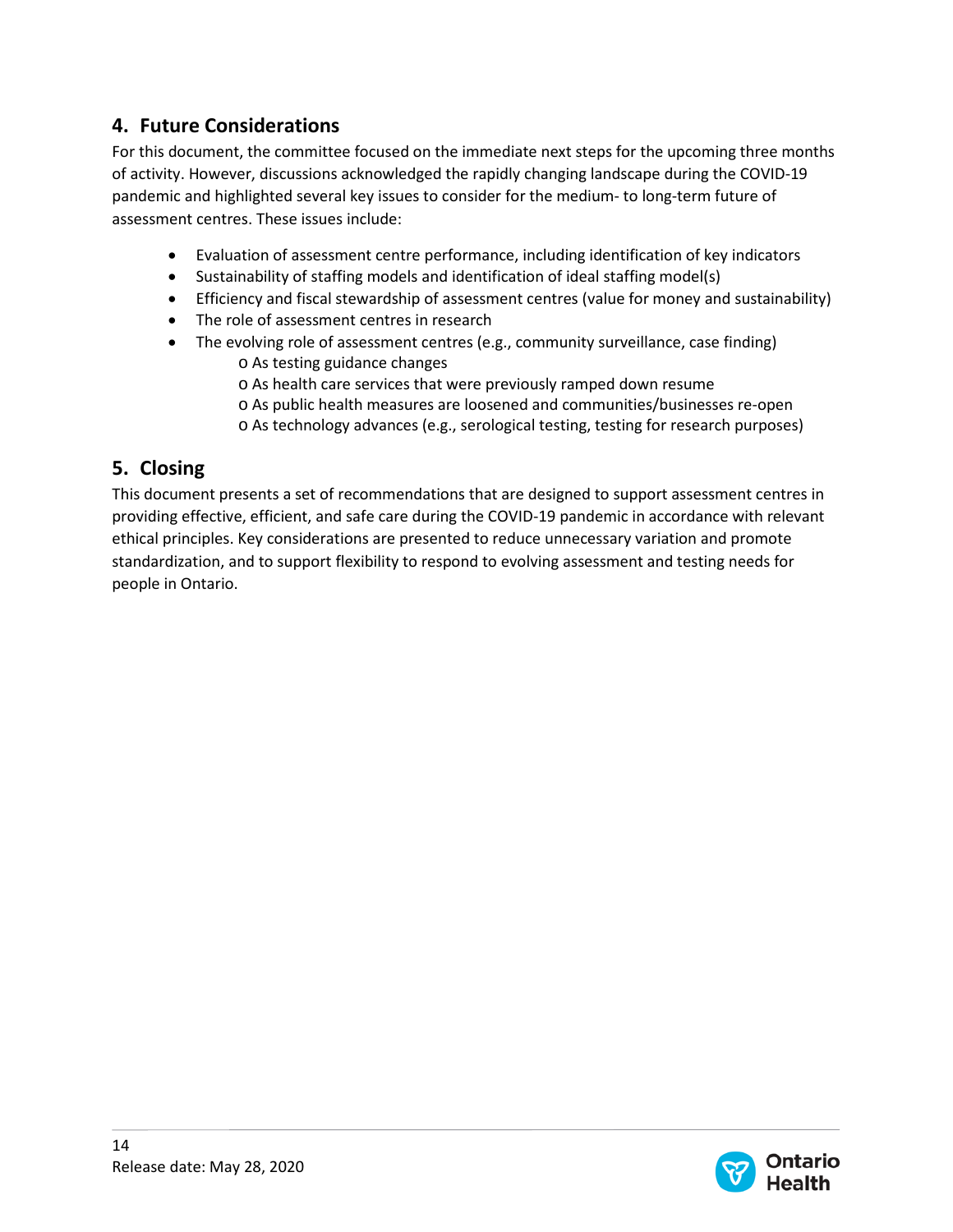## 4. Future Considerations

For this document, the committee focused on the immediate next steps for the upcoming three months of activity. However, discussions acknowledged the rapidly changing landscape during the COVID-19 pandemic and highlighted several key issues to consider for the medium- to long-term future of assessment centres. These issues include:

- Evaluation of assessment centre performance, including identification of key indicators
- Sustainability of staffing models and identification of ideal staffing model(s)
- Efficiency and fiscal stewardship of assessment centres (value for money and sustainability)
- The role of assessment centres in research
- The evolving role of assessment centres (e.g., community surveillance, case finding)
    - As testing guidance changes
    - As health care services that were previously ramped down resume
    - As public health measures are loosened and communities/businesses re-open
    - As technology advances (e.g., serological testing, testing for research purposes)

## 5. Closing

This document presents a set of recommendations that are designed to support assessment centres in providing effective, efficient, and safe care during the COVID-19 pandemic in accordance with relevant ethical principles. Key considerations are presented to reduce unnecessary variation and promote standardization, and to support flexibility to respond to evolving assessment and testing needs for people in Ontario.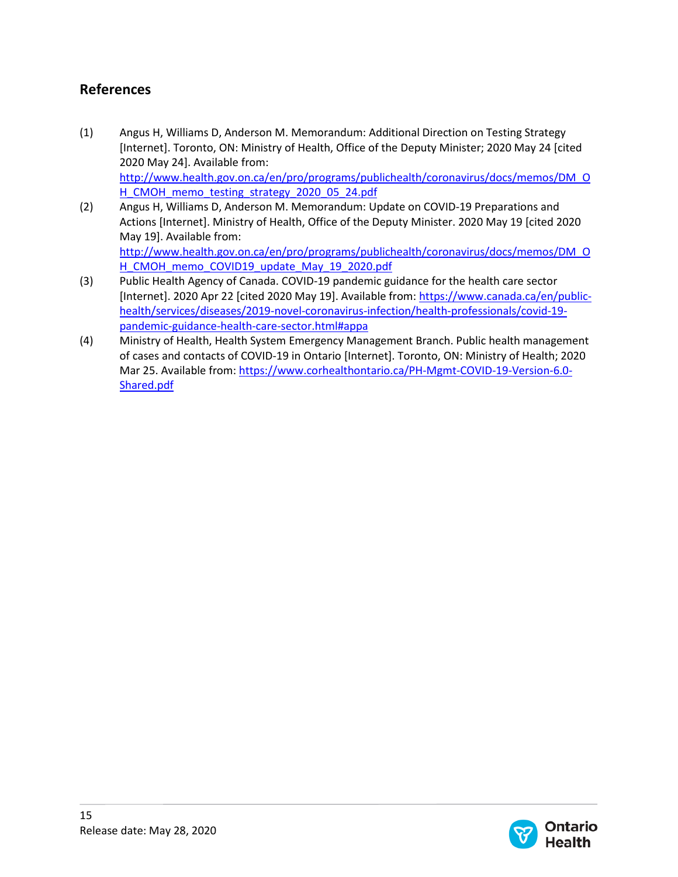## References

(1) Angus H, Williams D, Anderson M. Memorandum: Additional Direction on Testing Strategy [Internet]. Toronto, ON: Ministry of Health, Office of the Deputy Minister; 2020 May 24 [cited 2020 May 24]. Available from: http://www.health.gov.on.ca/en/pro/programs/publichealth/coronavirus/docs/memos/DM_OH_CMOH_memo_testing_strategy_2020_05_24.pdf

(2) Angus H, Williams D, Anderson M. Memorandum: Update on COVID-19 Preparations and Actions [Internet]. Ministry of Health, Office of the Deputy Minister. 2020 May 19 [cited 2020 May 19]. Available from: http://www.health.gov.on.ca/en/pro/programs/publichealth/coronavirus/docs/memos/DM_OH_CMOH_memo_COVID19_update_May_19_2020.pdf

(3) Public Health Agency of Canada. COVID-19 pandemic guidance for the health care sector [Internet]. 2020 Apr 22 [cited 2020 May 19]. Available from: https://www.canada.ca/en/public-health/services/diseases/2019-novel-coronavirus-infection/health-professionals/covid-19-pandemic-guidance-health-care-sector.html#appa

(4) Ministry of Health, Health System Emergency Management Branch. Public health management of cases and contacts of COVID-19 in Ontario [Internet]. Toronto, ON: Ministry of Health; 2020 Mar 25. Available from: https://www.corhealthontario.ca/PH-Mgmt-COVID-19-Version-6.0-Shared.pdf

Release date: May 28, 2020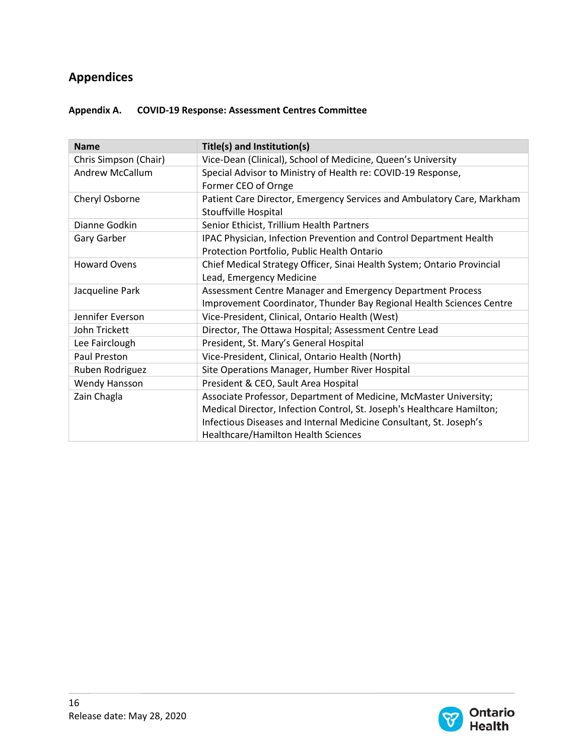# Appendices

### Appendix A. COVID-19 Response: Assessment Centres Committee

| Name | Title(s) and Institution(s) |
|---|---|
| Chris Simpson (Chair) | Vice-Dean (Clinical), School of Medicine, Queen's University |
| Andrew McCallum | Special Advisor to Ministry of Health re: COVID-19 Response, Former CEO of Ornge |
| Cheryl Osborne | Patient Care Director, Emergency Services and Ambulatory Care, Markham Stouffville Hospital |
| Dianne Godkin | Senior Ethicist, Trillium Health Partners |
| Gary Garber | IPAC Physician, Infection Prevention and Control Department Health Protection Portfolio, Public Health Ontario |
| Howard Ovens | Chief Medical Strategy Officer, Sinai Health System; Ontario Provincial Lead, Emergency Medicine |
| Jacqueline Park | Assessment Centre Manager and Emergency Department Process Improvement Coordinator, Thunder Bay Regional Health Sciences Centre |
| Jennifer Everson | Vice-President, Clinical, Ontario Health (West) |
| John Trickett | Director, The Ottawa Hospital; Assessment Centre Lead |
| Lee Fairclough | President, St. Mary's General Hospital |
| Paul Preston | Vice-President, Clinical, Ontario Health (North) |
| Ruben Rodriguez | Site Operations Manager, Humber River Hospital |
| Wendy Hansson | President & CEO, Sault Area Hospital |
| Zain Chagla | Associate Professor, Department of Medicine, McMaster University; Medical Director, Infection Control, St. Joseph's Healthcare Hamilton; Infectious Diseases and Internal Medicine Consultant, St. Joseph's Healthcare/Hamilton Health Sciences |

Release date: May 28, 2020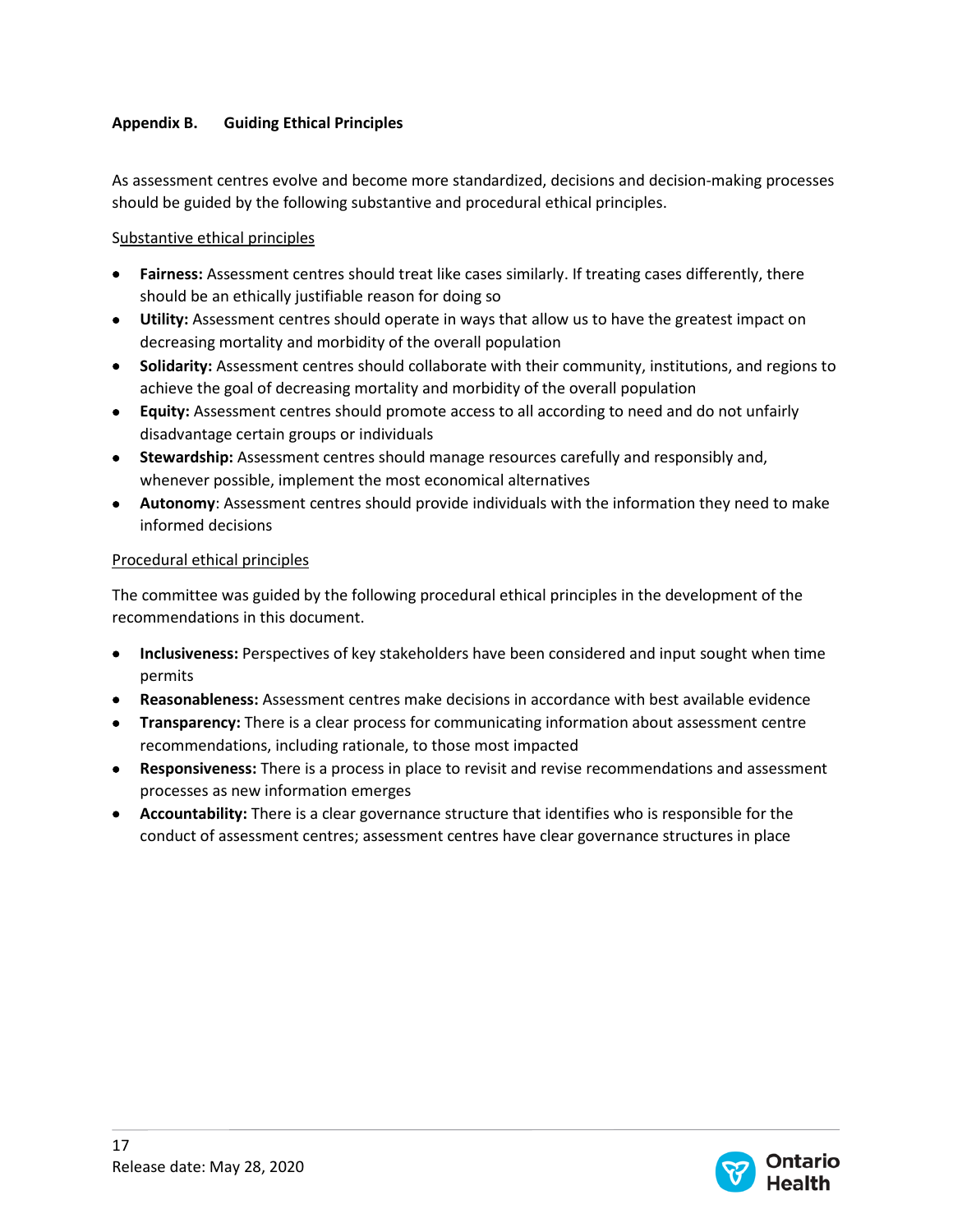## Appendix B. Guiding Ethical Principles

As assessment centres evolve and become more standardized, decisions and decision-making processes should be guided by the following substantive and procedural ethical principles.

Substantive ethical principles

- **Fairness:** Assessment centres should treat like cases similarly. If treating cases differently, there should be an ethically justifiable reason for doing so
- **Utility:** Assessment centres should operate in ways that allow us to have the greatest impact on decreasing mortality and morbidity of the overall population
- **Solidarity:** Assessment centres should collaborate with their community, institutions, and regions to achieve the goal of decreasing mortality and morbidity of the overall population
- **Equity:** Assessment centres should promote access to all according to need and do not unfairly disadvantage certain groups or individuals
- **Stewardship:** Assessment centres should manage resources carefully and responsibly and, whenever possible, implement the most economical alternatives
- **Autonomy**: Assessment centres should provide individuals with the information they need to make informed decisions

Procedural ethical principles

The committee was guided by the following procedural ethical principles in the development of the recommendations in this document.

- **Inclusiveness:** Perspectives of key stakeholders have been considered and input sought when time permits
- **Reasonableness:** Assessment centres make decisions in accordance with best available evidence
- **Transparency:** There is a clear process for communicating information about assessment centre recommendations, including rationale, to those most impacted
- **Responsiveness:** There is a process in place to revisit and revise recommendations and assessment processes as new information emerges
- **Accountability:** There is a clear governance structure that identifies who is responsible for the conduct of assessment centres; assessment centres have clear governance structures in place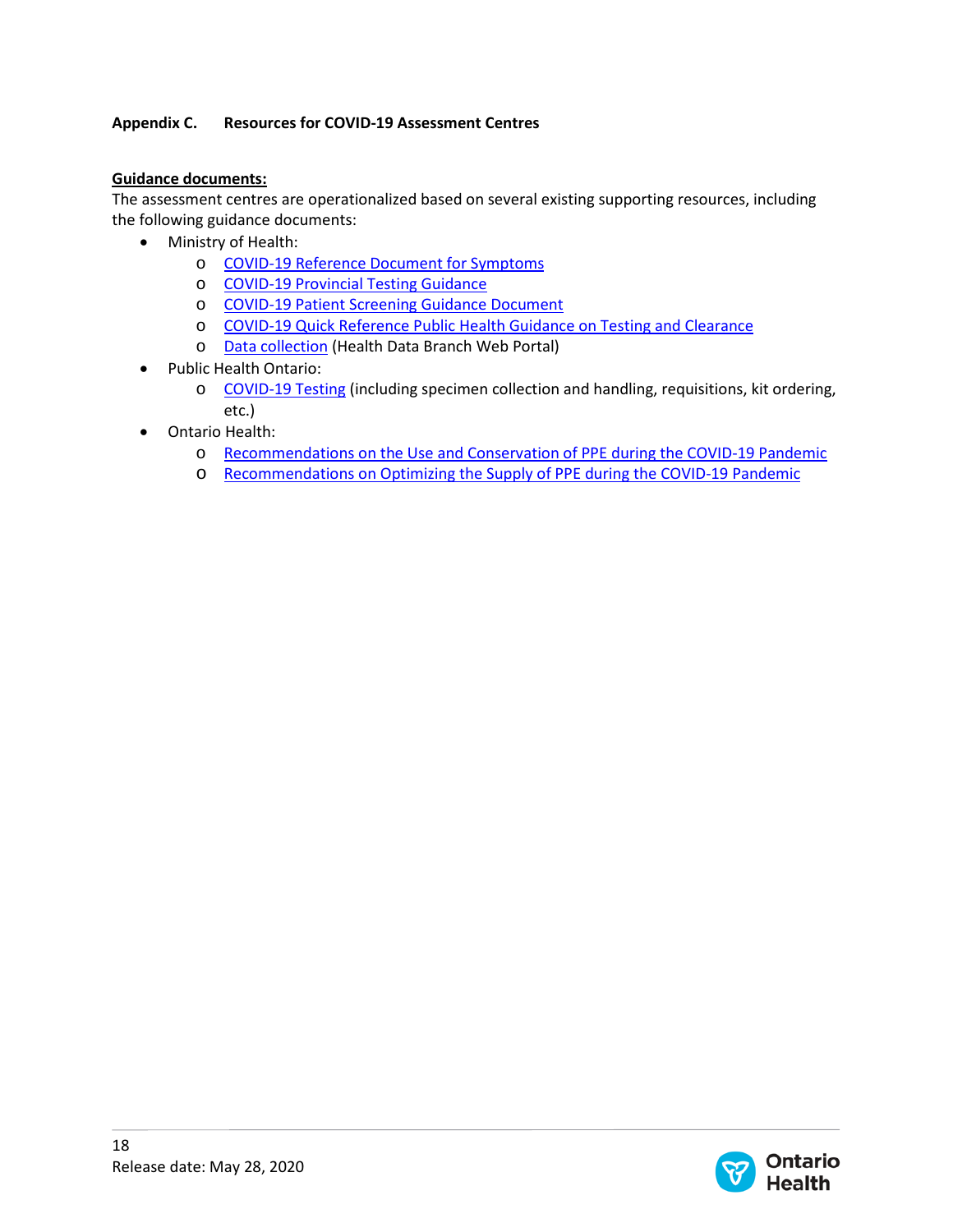## Appendix C. Resources for COVID-19 Assessment Centres

**Guidance documents:**

The assessment centres are operationalized based on several existing supporting resources, including the following guidance documents:

- Ministry of Health:
  - COVID-19 Reference Document for Symptoms
  - COVID-19 Provincial Testing Guidance
  - COVID-19 Patient Screening Guidance Document
  - COVID-19 Quick Reference Public Health Guidance on Testing and Clearance
  - Data collection (Health Data Branch Web Portal)
- Public Health Ontario:
  - COVID-19 Testing (including specimen collection and handling, requisitions, kit ordering, etc.)
- Ontario Health:
  - Recommendations on the Use and Conservation of PPE during the COVID-19 Pandemic
  - Recommendations on Optimizing the Supply of PPE during the COVID-19 Pandemic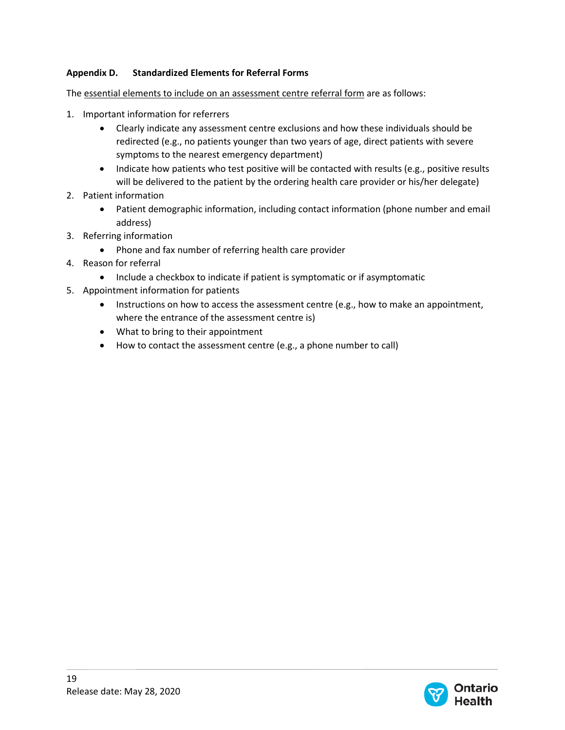## Appendix D. Standardized Elements for Referral Forms

The essential elements to include on an assessment centre referral form are as follows:

1. Important information for referrers
   - Clearly indicate any assessment centre exclusions and how these individuals should be redirected (e.g., no patients younger than two years of age, direct patients with severe symptoms to the nearest emergency department)
   - Indicate how patients who test positive will be contacted with results (e.g., positive results will be delivered to the patient by the ordering health care provider or his/her delegate)
2. Patient information
   - Patient demographic information, including contact information (phone number and email address)
3. Referring information
   - Phone and fax number of referring health care provider
4. Reason for referral
   - Include a checkbox to indicate if patient is symptomatic or if asymptomatic
5. Appointment information for patients
   - Instructions on how to access the assessment centre (e.g., how to make an appointment, where the entrance of the assessment centre is)
   - What to bring to their appointment
   - How to contact the assessment centre (e.g., a phone number to call)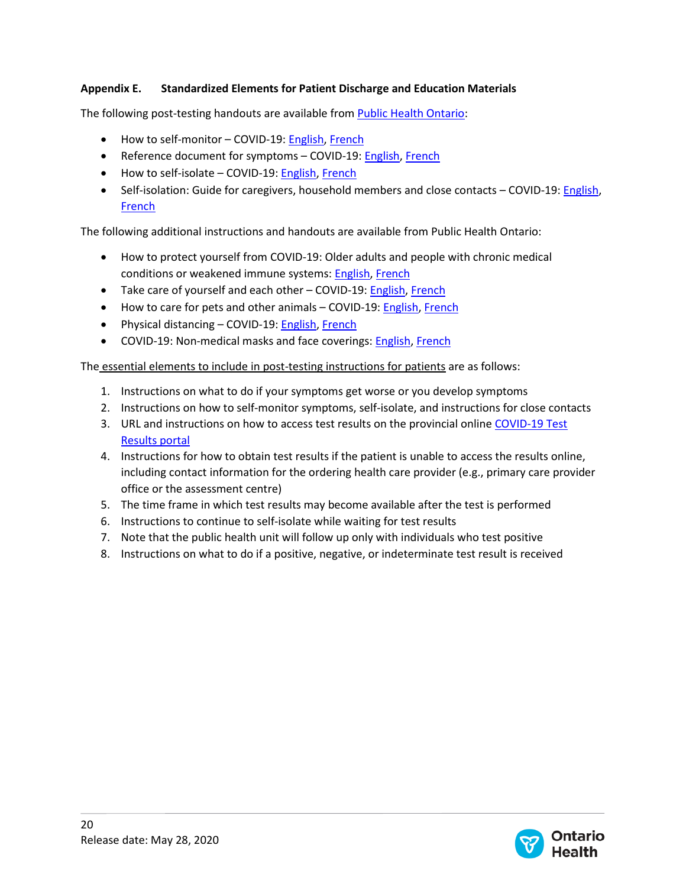## Appendix E. Standardized Elements for Patient Discharge and Education Materials

The following post-testing handouts are available from Public Health Ontario:

- How to self-monitor – COVID-19: English, French
- Reference document for symptoms – COVID-19: English, French
- How to self-isolate – COVID-19: English, French
- Self-isolation: Guide for caregivers, household members and close contacts – COVID-19: English, French

The following additional instructions and handouts are available from Public Health Ontario:

- How to protect yourself from COVID-19: Older adults and people with chronic medical conditions or weakened immune systems: English, French
- Take care of yourself and each other – COVID-19: English, French
- How to care for pets and other animals – COVID-19: English, French
- Physical distancing – COVID-19: English, French
- COVID-19: Non-medical masks and face coverings: English, French

The essential elements to include in post-testing instructions for patients are as follows:

1. Instructions on what to do if your symptoms get worse or you develop symptoms
2. Instructions on how to self-monitor symptoms, self-isolate, and instructions for close contacts
3. URL and instructions on how to access test results on the provincial online COVID-19 Test Results portal
4. Instructions for how to obtain test results if the patient is unable to access the results online, including contact information for the ordering health care provider (e.g., primary care provider office or the assessment centre)
5. The time frame in which test results may become available after the test is performed
6. Instructions to continue to self-isolate while waiting for test results
7. Note that the public health unit will follow up only with individuals who test positive
8. Instructions on what to do if a positive, negative, or indeterminate test result is received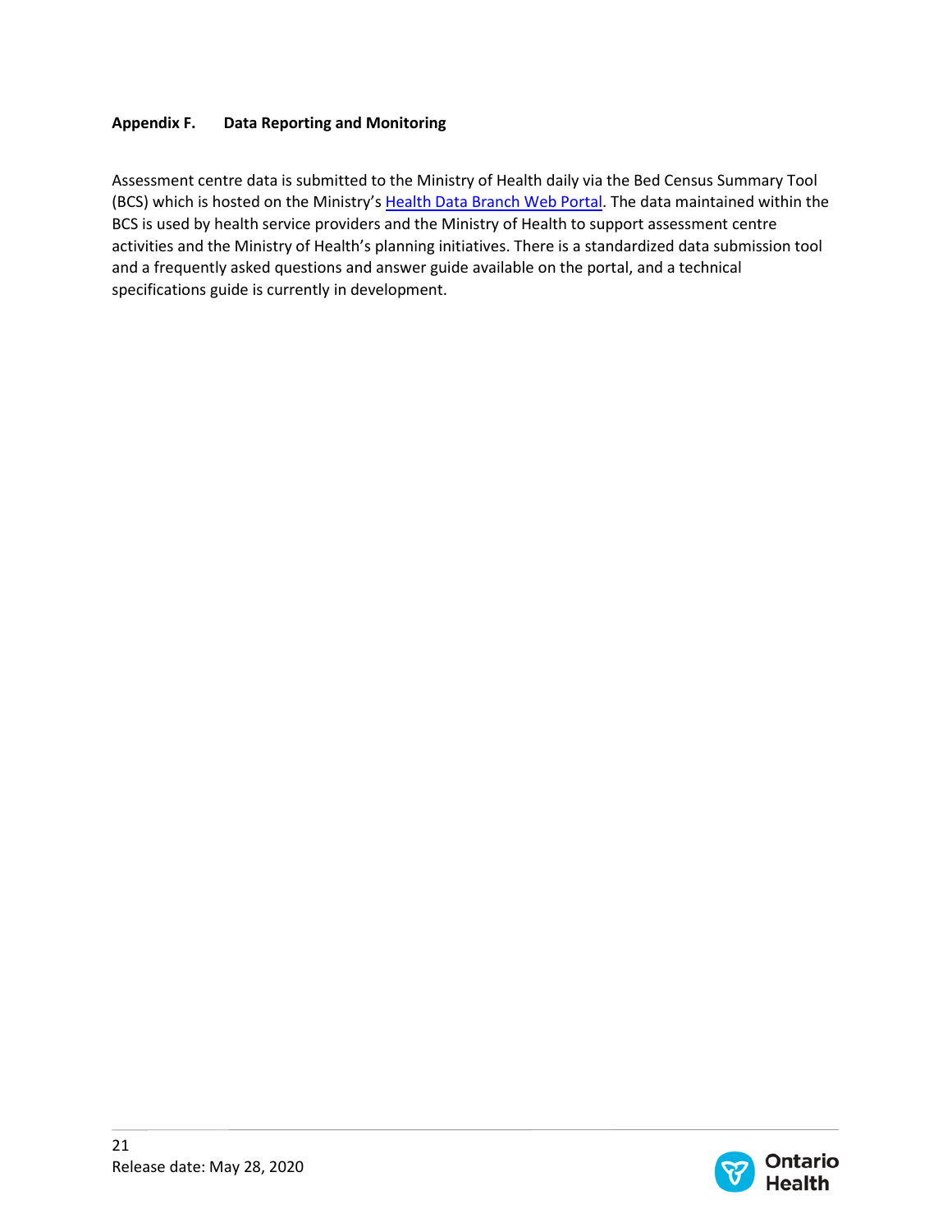### Appendix F. Data Reporting and Monitoring

Assessment centre data is submitted to the Ministry of Health daily via the Bed Census Summary Tool (BCS) which is hosted on the Ministry's [Health Data Branch Web Portal](). The data maintained within the BCS is used by health service providers and the Ministry of Health to support assessment centre activities and the Ministry of Health's planning initiatives. There is a standardized data submission tool and a frequently asked questions and answer guide available on the portal, and a technical specifications guide is currently in development.